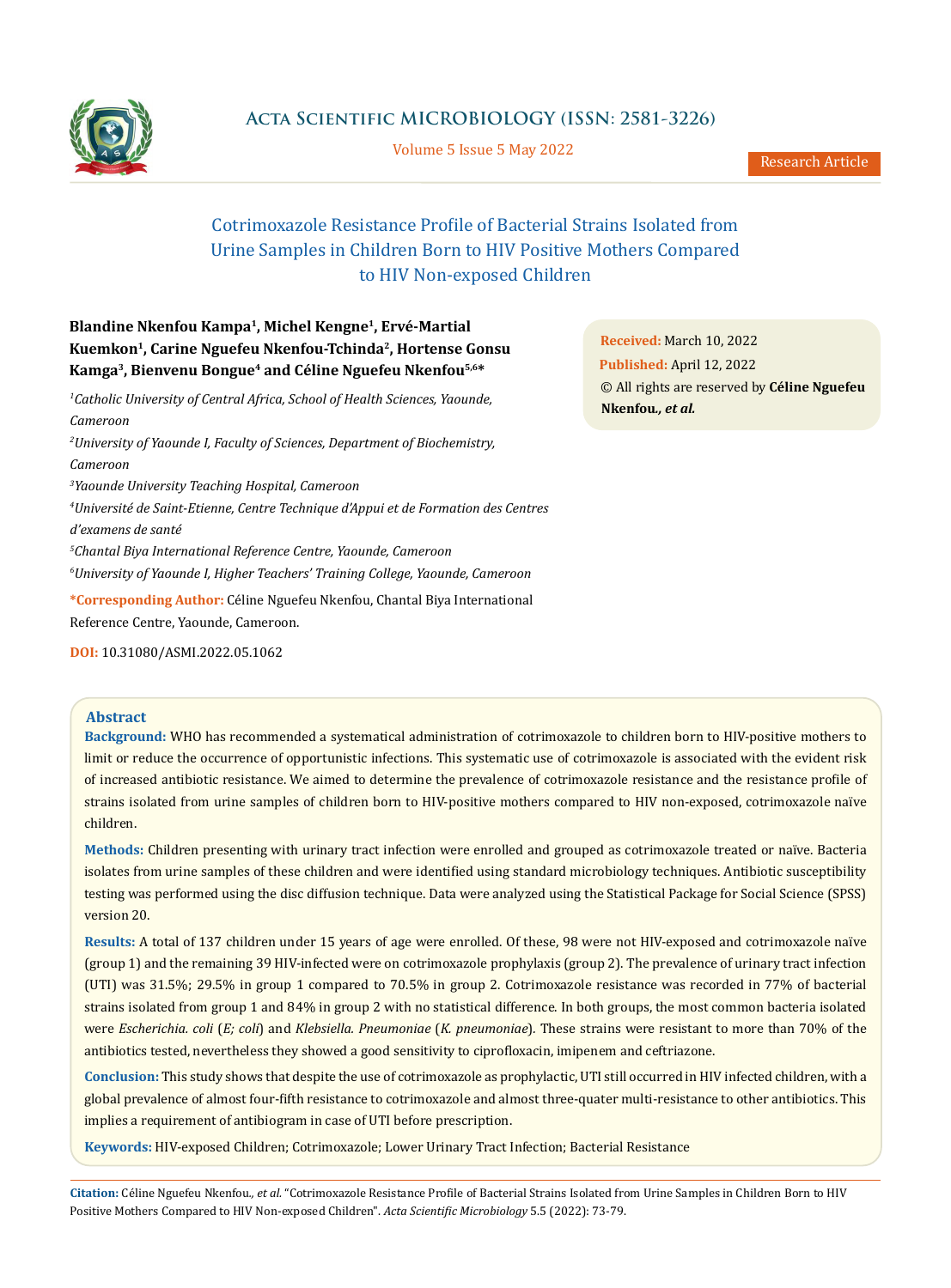Acta Scientific MICROBIOLOGY (ISSN: 2581-3226)

Volume 5 Issue 5 May 2022

Research Article

# Cotrimoxazole Resistance Profile of Bacterial Strains Isolated from Urine Samples in Children Born to HIV Positive Mothers Compared to HIV Non-exposed Children

**Blandine Nkenfou Kampa[1], Michel Kengne[1], Ervé-Martial Kuemkon[1], Carine Nguefeu Nkenfou-Tchinda[2], Hortense Gonsu Kamga[3], Bienvenu Bongue[4] and Céline Nguefeu Nkenfou[5,6]***

*[1]Catholic University of Central Africa, School of Health Sciences, Yaounde, Cameroon*

*[2]University of Yaounde I, Faculty of Sciences, Department of Biochemistry, Cameroon*

*[3]Yaounde University Teaching Hospital, Cameroon*

*[4]Université de Saint-Etienne, Centre Technique d'Appui et de Formation des Centres d'examens de santé*

*[5]Chantal Biya International Reference Centre, Yaounde, Cameroon*

*[6]University of Yaounde I, Higher Teachers' Training College, Yaounde, Cameroon*

**\*Corresponding Author:** Céline Nguefeu Nkenfou, Chantal Biya International Reference Centre, Yaounde, Cameroon.

**DOI:** 10.31080/ASMI.2022.05.1062

**Received:** March 10, 2022

**Published:** April 12, 2022

© All rights are reserved by **Céline Nguefeu Nkenfou., *et al.***

## Abstract

**Background:** WHO has recommended a systematical administration of cotrimoxazole to children born to HIV-positive mothers to limit or reduce the occurrence of opportunistic infections. This systematic use of cotrimoxazole is associated with the evident risk of increased antibiotic resistance. We aimed to determine the prevalence of cotrimoxazole resistance and the resistance profile of strains isolated from urine samples of children born to HIV-positive mothers compared to HIV non-exposed, cotrimoxazole naïve children.

**Methods:** Children presenting with urinary tract infection were enrolled and grouped as cotrimoxazole treated or naïve. Bacteria isolates from urine samples of these children and were identified using standard microbiology techniques. Antibiotic susceptibility testing was performed using the disc diffusion technique. Data were analyzed using the Statistical Package for Social Science (SPSS) version 20.

**Results:** A total of 137 children under 15 years of age were enrolled. Of these, 98 were not HIV-exposed and cotrimoxazole naïve (group 1) and the remaining 39 HIV-infected were on cotrimoxazole prophylaxis (group 2). The prevalence of urinary tract infection (UTI) was 31.5%; 29.5% in group 1 compared to 70.5% in group 2. Cotrimoxazole resistance was recorded in 77% of bacterial strains isolated from group 1 and 84% in group 2 with no statistical difference. In both groups, the most common bacteria isolated were *Escherichia. coli* (*E; coli*) and *Klebsiella. Pneumoniae* (*K. pneumoniae*). These strains were resistant to more than 70% of the antibiotics tested, nevertheless they showed a good sensitivity to ciprofloxacin, imipenem and ceftriazone.

**Conclusion:** This study shows that despite the use of cotrimoxazole as prophylactic, UTI still occurred in HIV infected children, with a global prevalence of almost four-fifth resistance to cotrimoxazole and almost three-quater multi-resistance to other antibiotics. This implies a requirement of antibiogram in case of UTI before prescription.

**Keywords:** HIV-exposed Children; Cotrimoxazole; Lower Urinary Tract Infection; Bacterial Resistance

**Citation:** Céline Nguefeu Nkenfou., *et al.* "Cotrimoxazole Resistance Profile of Bacterial Strains Isolated from Urine Samples in Children Born to HIV Positive Mothers Compared to HIV Non-exposed Children". *Acta Scientific Microbiology* 5.5 (2022): 73-79.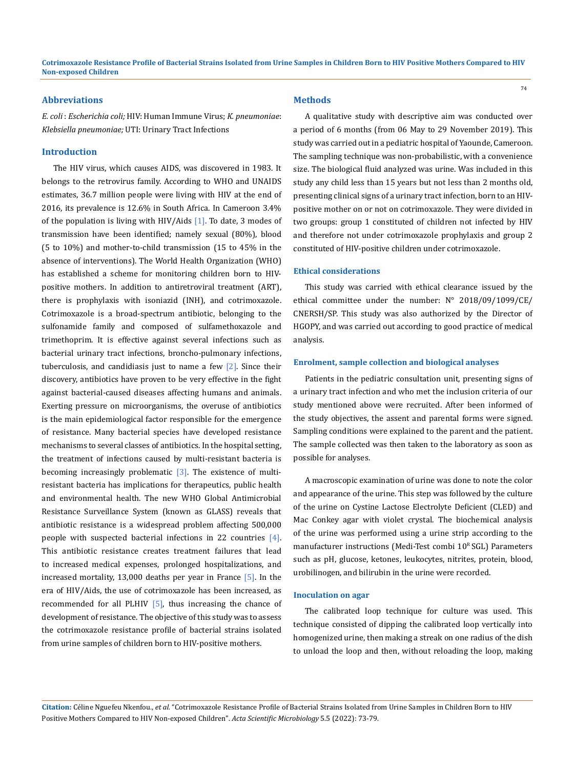## Abbreviations

*E. coli* : *Escherichia coli;* HIV: Human Immune Virus; *K. pneumoniae*: *Klebsiella pneumoniae;* UTI: Urinary Tract Infections

## Introduction

The HIV virus, which causes AIDS, was discovered in 1983. It belongs to the retrovirus family. According to WHO and UNAIDS estimates, 36.7 million people were living with HIV at the end of 2016, its prevalence is 12.6% in South Africa. In Cameroon 3.4% of the population is living with HIV/Aids [1]. To date, 3 modes of transmission have been identified; namely sexual (80%), blood (5 to 10%) and mother-to-child transmission (15 to 45% in the absence of interventions). The World Health Organization (WHO) has established a scheme for monitoring children born to HIV-positive mothers. In addition to antiretroviral treatment (ART), there is prophylaxis with isoniazid (INH), and cotrimoxazole. Cotrimoxazole is a broad-spectrum antibiotic, belonging to the sulfonamide family and composed of sulfamethoxazole and trimethoprim. It is effective against several infections such as bacterial urinary tract infections, broncho-pulmonary infections, tuberculosis, and candidiasis just to name a few [2]. Since their discovery, antibiotics have proven to be very effective in the fight against bacterial-caused diseases affecting humans and animals. Exerting pressure on microorganisms, the overuse of antibiotics is the main epidemiological factor responsible for the emergence of resistance. Many bacterial species have developed resistance mechanisms to several classes of antibiotics. In the hospital setting, the treatment of infections caused by multi-resistant bacteria is becoming increasingly problematic [3]. The existence of multi-resistant bacteria has implications for therapeutics, public health and environmental health. The new WHO Global Antimicrobial Resistance Surveillance System (known as GLASS) reveals that antibiotic resistance is a widespread problem affecting 500,000 people with suspected bacterial infections in 22 countries [4]. This antibiotic resistance creates treatment failures that lead to increased medical expenses, prolonged hospitalizations, and increased mortality, 13,000 deaths per year in France [5]. In the era of HIV/Aids, the use of cotrimoxazole has been increased, as recommended for all PLHIV [5], thus increasing the chance of development of resistance. The objective of this study was to assess the cotrimoxazole resistance profile of bacterial strains isolated from urine samples of children born to HIV-positive mothers.

## Methods

A qualitative study with descriptive aim was conducted over a period of 6 months (from 06 May to 29 November 2019). This study was carried out in a pediatric hospital of Yaounde, Cameroon. The sampling technique was non-probabilistic, with a convenience size. The biological fluid analyzed was urine. Was included in this study any child less than 15 years but not less than 2 months old, presenting clinical signs of a urinary tract infection, born to an HIV-positive mother on or not on cotrimoxazole. They were divided in two groups: group 1 constituted of children not infected by HIV and therefore not under cotrimoxazole prophylaxis and group 2 constituted of HIV-positive children under cotrimoxazole.

### Ethical considerations

This study was carried with ethical clearance issued by the ethical committee under the number: N° 2018/09/1099/CE/CNERSH/SP. This study was also authorized by the Director of HGOPY, and was carried out according to good practice of medical analysis.

### Enrolment, sample collection and biological analyses

Patients in the pediatric consultation unit, presenting signs of a urinary tract infection and who met the inclusion criteria of our study mentioned above were recruited. After been informed of the study objectives, the assent and parental forms were signed. Sampling conditions were explained to the parent and the patient. The sample collected was then taken to the laboratory as soon as possible for analyses.

A macroscopic examination of urine was done to note the color and appearance of the urine. This step was followed by the culture of the urine on Cystine Lactose Electrolyte Deficient (CLED) and Mac Conkey agar with violet crystal. The biochemical analysis of the urine was performed using a urine strip according to the manufacturer instructions (Medi-Test combi $10^{R}$ SGL) Parameters such as pH, glucose, ketones, leukocytes, nitrites, protein, blood, urobilinogen, and bilirubin in the urine were recorded.

### Inoculation on agar

The calibrated loop technique for culture was used. This technique consisted of dipping the calibrated loop vertically into homogenized urine, then making a streak on one radius of the dish to unload the loop and then, without reloading the loop, making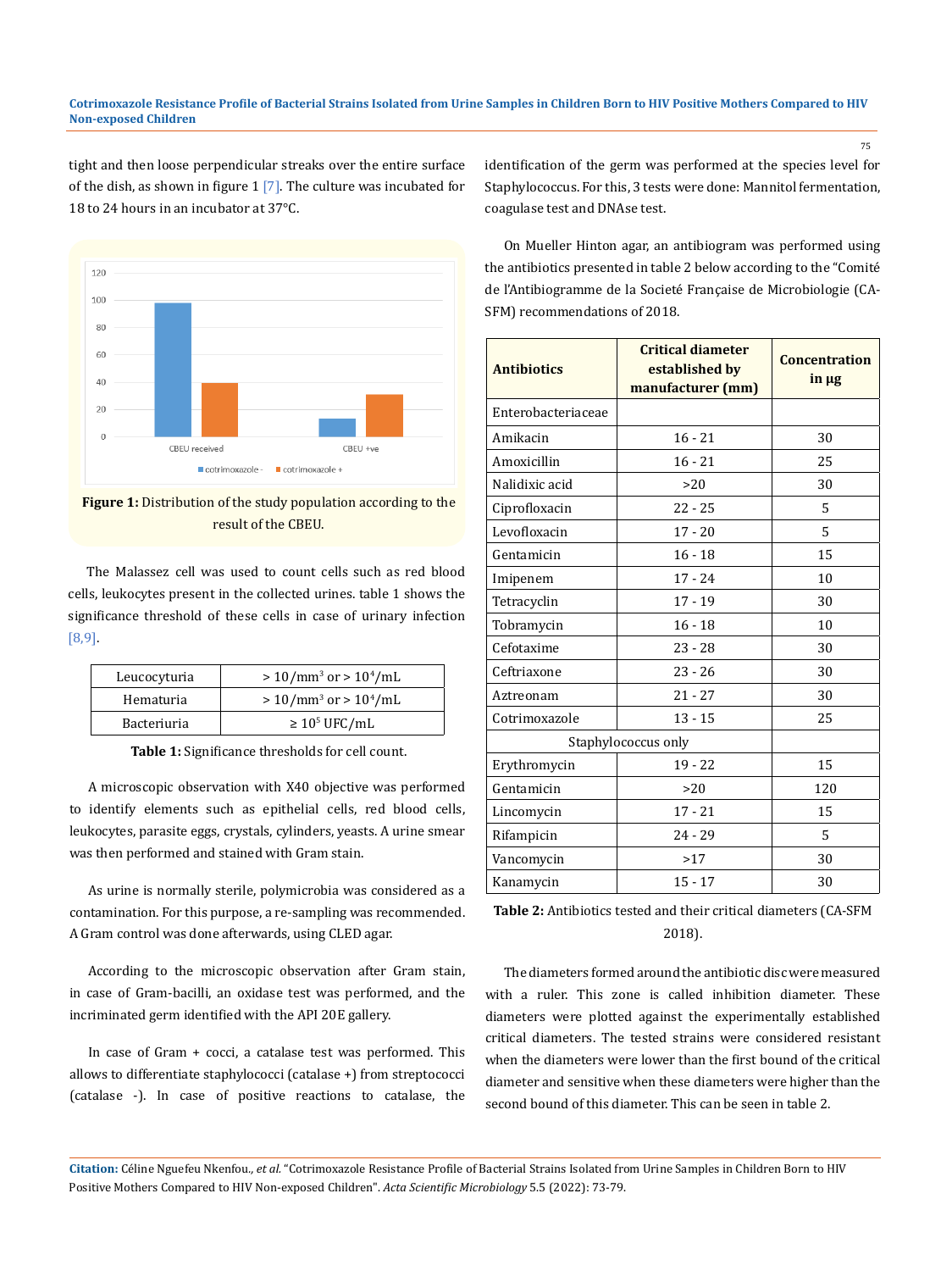tight and then loose perpendicular streaks over the entire surface of the dish, as shown in figure 1 [7]. The culture was incubated for 18 to 24 hours in an incubator at 37°C.

**Figure 1:** Distribution of the study population according to the result of the CBEU.

The Malassez cell was used to count cells such as red blood cells, leukocytes present in the collected urines. table 1 shows the significance threshold of these cells in case of urinary infection [8,9].

| | |
|---|---|
| Leucocyturia | > 10/mm$^3$ or > 10$^4$/mL |
| Hematuria | > 10/mm$^3$ or > 10$^4$/mL |
| Bacteriuria | ≥ 10$^5$ UFC/mL |

**Table 1:** Significance thresholds for cell count.

A microscopic observation with X40 objective was performed to identify elements such as epithelial cells, red blood cells, leukocytes, parasite eggs, crystals, cylinders, yeasts. A urine smear was then performed and stained with Gram stain.

As urine is normally sterile, polymicrobia was considered as a contamination. For this purpose, a re-sampling was recommended. A Gram control was done afterwards, using CLED agar.

According to the microscopic observation after Gram stain, in case of Gram-bacilli, an oxidase test was performed, and the incriminated germ identified with the API 20E gallery.

In case of Gram + cocci, a catalase test was performed. This allows to differentiate staphylococci (catalase +) from streptococci (catalase -). In case of positive reactions to catalase, the identification of the germ was performed at the species level for Staphylococcus. For this, 3 tests were done: Mannitol fermentation, coagulase test and DNAse test.

On Mueller Hinton agar, an antibiogram was performed using the antibiotics presented in table 2 below according to the "Comité de l'Antibiogramme de la Societé Française de Microbiologie (CA-SFM) recommendations of 2018.

| Antibiotics | Critical diameter established by manufacturer (mm) | Concentration in µg |
|---|---|---|
| Enterobacteriaceae | | |
| Amikacin | 16 - 21 | 30 |
| Amoxicillin | 16 - 21 | 25 |
| Nalidixic acid | >20 | 30 |
| Ciprofloxacin | 22 - 25 | 5 |
| Levofloxacin | 17 - 20 | 5 |
| Gentamicin | 16 - 18 | 15 |
| Imipenem | 17 - 24 | 10 |
| Tetracyclin | 17 - 19 | 30 |
| Tobramycin | 16 - 18 | 10 |
| Cefotaxime | 23 - 28 | 30 |
| Ceftriaxone | 23 - 26 | 30 |
| Aztreonam | 21 - 27 | 30 |
| Cotrimoxazole | 13 - 15 | 25 |
| Staphylococcus only | | |
| Erythromycin | 19 - 22 | 15 |
| Gentamicin | >20 | 120 |
| Lincomycin | 17 - 21 | 15 |
| Rifampicin | 24 - 29 | 5 |
| Vancomycin | >17 | 30 |
| Kanamycin | 15 - 17 | 30 |

**Table 2:** Antibiotics tested and their critical diameters (CA-SFM 2018).

The diameters formed around the antibiotic disc were measured with a ruler. This zone is called inhibition diameter. These diameters were plotted against the experimentally established critical diameters. The tested strains were considered resistant when the diameters were lower than the first bound of the critical diameter and sensitive when these diameters were higher than the second bound of this diameter. This can be seen in table 2.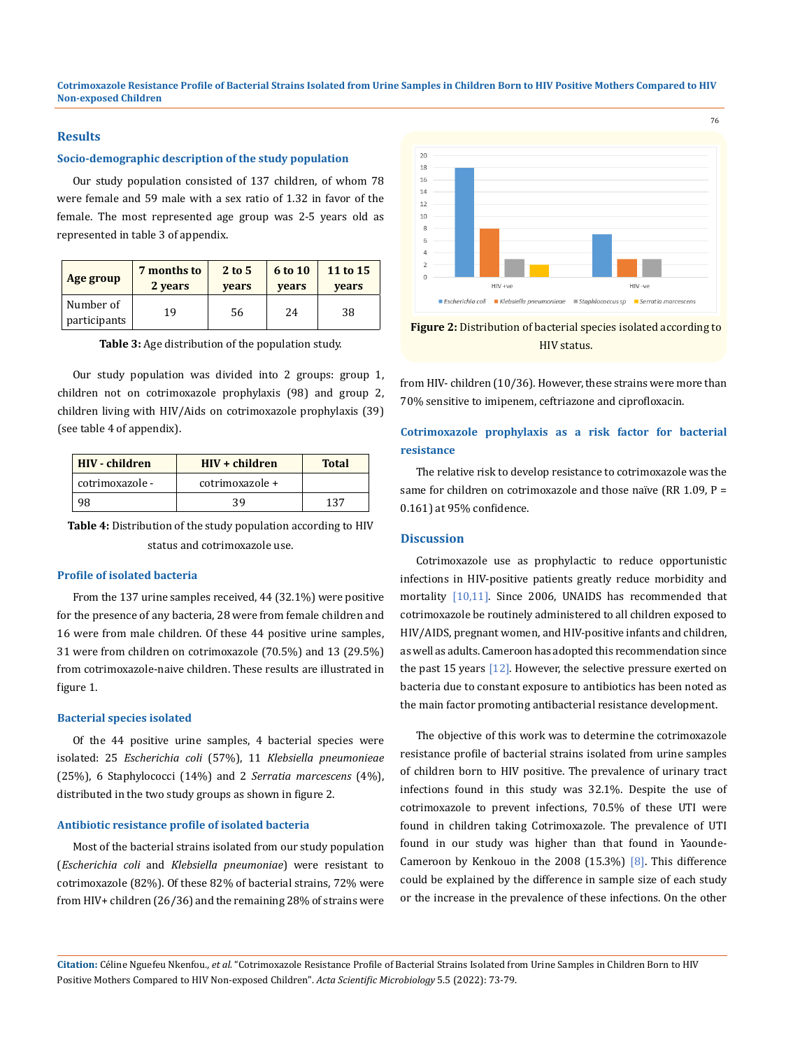## Results

### Socio-demographic description of the study population

Our study population consisted of 137 children, of whom 78 were female and 59 male with a sex ratio of 1.32 in favor of the female. The most represented age group was 2-5 years old as represented in table 3 of appendix.

| Age group | 7 months to 2 years | 2 to 5 years | 6 to 10 years | 11 to 15 years |
|---|---|---|---|---|
| Number of participants | 19 | 56 | 24 | 38 |

**Table 3:** Age distribution of the population study.

Our study population was divided into 2 groups: group 1, children not on cotrimoxazole prophylaxis (98) and group 2, children living with HIV/Aids on cotrimoxazole prophylaxis (39) (see table 4 of appendix).

| HIV - children | HIV + children | Total |
|---|---|---|
| cotrimoxazole - | cotrimoxazole + | |
| 98 | 39 | 137 |

**Table 4:** Distribution of the study population according to HIV status and cotrimoxazole use.

### Profile of isolated bacteria

From the 137 urine samples received, 44 (32.1%) were positive for the presence of any bacteria, 28 were from female children and 16 were from male children. Of these 44 positive urine samples, 31 were from children on cotrimoxazole (70.5%) and 13 (29.5%) from cotrimoxazole-naive children. These results are illustrated in figure 1.

### Bacterial species isolated

Of the 44 positive urine samples, 4 bacterial species were isolated: 25 *Escherichia coli* (57%), 11 *Klebsiella pneumonieae* (25%), 6 Staphylococci (14%) and 2 *Serratia marcescens* (4%), distributed in the two study groups as shown in figure 2.

### Antibiotic resistance profile of isolated bacteria

Most of the bacterial strains isolated from our study population (*Escherichia coli* and *Klebsiella pneumoniae*) were resistant to cotrimoxazole (82%). Of these 82% of bacterial strains, 72% were from HIV+ children (26/36) and the remaining 28% of strains were from HIV- children (10/36). However, these strains were more than 70% sensitive to imipenem, ceftriazone and ciprofloxacin.

**Figure 2:** Distribution of bacterial species isolated according to HIV status.

### Cotrimoxazole prophylaxis as a risk factor for bacterial resistance

The relative risk to develop resistance to cotrimoxazole was the same for children on cotrimoxazole and those naïve (RR 1.09, P = 0.161) at 95% confidence.

## Discussion

Cotrimoxazole use as prophylactic to reduce opportunistic infections in HIV-positive patients greatly reduce morbidity and mortality [10,11]. Since 2006, UNAIDS has recommended that cotrimoxazole be routinely administered to all children exposed to HIV/AIDS, pregnant women, and HIV-positive infants and children, as well as adults. Cameroon has adopted this recommendation since the past 15 years [12]. However, the selective pressure exerted on bacteria due to constant exposure to antibiotics has been noted as the main factor promoting antibacterial resistance development.

The objective of this work was to determine the cotrimoxazole resistance profile of bacterial strains isolated from urine samples of children born to HIV positive. The prevalence of urinary tract infections found in this study was 32.1%. Despite the use of cotrimoxazole to prevent infections, 70.5% of these UTI were found in children taking Cotrimoxazole. The prevalence of UTI found in our study was higher than that found in Yaounde-Cameroon by Kenkouo in the 2008 (15.3%) [8]. This difference could be explained by the difference in sample size of each study or the increase in the prevalence of these infections. On the other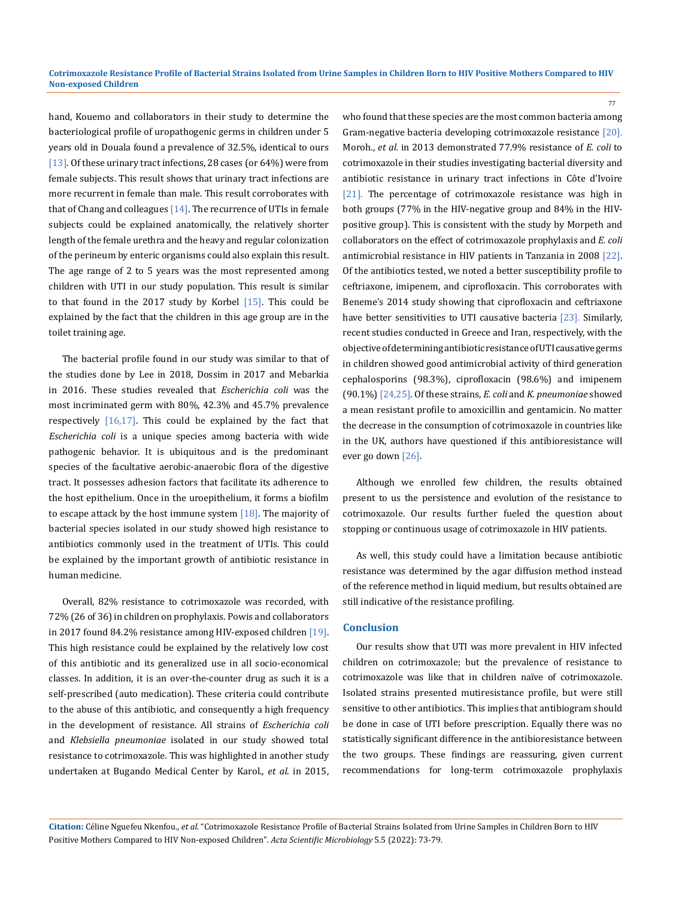hand, Kouemo and collaborators in their study to determine the bacteriological profile of uropathogenic germs in children under 5 years old in Douala found a prevalence of 32.5%, identical to ours [13]. Of these urinary tract infections, 28 cases (or 64%) were from female subjects. This result shows that urinary tract infections are more recurrent in female than male. This result corroborates with that of Chang and colleagues [14]. The recurrence of UTIs in female subjects could be explained anatomically, the relatively shorter length of the female urethra and the heavy and regular colonization of the perineum by enteric organisms could also explain this result. The age range of 2 to 5 years was the most represented among children with UTI in our study population. This result is similar to that found in the 2017 study by Korbel [15]. This could be explained by the fact that the children in this age group are in the toilet training age.

The bacterial profile found in our study was similar to that of the studies done by Lee in 2018, Dossim in 2017 and Mebarkia in 2016. These studies revealed that *Escherichia coli* was the most incriminated germ with 80%, 42.3% and 45.7% prevalence respectively [16,17]. This could be explained by the fact that *Escherichia coli* is a unique species among bacteria with wide pathogenic behavior. It is ubiquitous and is the predominant species of the facultative aerobic-anaerobic flora of the digestive tract. It possesses adhesion factors that facilitate its adherence to the host epithelium. Once in the uroepithelium, it forms a biofilm to escape attack by the host immune system [18]. The majority of bacterial species isolated in our study showed high resistance to antibiotics commonly used in the treatment of UTIs. This could be explained by the important growth of antibiotic resistance in human medicine.

Overall, 82% resistance to cotrimoxazole was recorded, with 72% (26 of 36) in children on prophylaxis. Powis and collaborators in 2017 found 84.2% resistance among HIV-exposed children [19]. This high resistance could be explained by the relatively low cost of this antibiotic and its generalized use in all socio-economical classes. In addition, it is an over-the-counter drug as such it is a self-prescribed (auto medication). These criteria could contribute to the abuse of this antibiotic, and consequently a high frequency in the development of resistance. All strains of *Escherichia coli* and *Klebsiella pneumoniae* isolated in our study showed total resistance to cotrimoxazole. This was highlighted in another study undertaken at Bugando Medical Center by Karol., *et al.* in 2015, who found that these species are the most common bacteria among Gram-negative bacteria developing cotrimoxazole resistance [20]. Moroh., *et al.* in 2013 demonstrated 77.9% resistance of *E. coli* to cotrimoxazole in their studies investigating bacterial diversity and antibiotic resistance in urinary tract infections in Côte d'Ivoire [21]. The percentage of cotrimoxazole resistance was high in both groups (77% in the HIV-negative group and 84% in the HIV-positive group). This is consistent with the study by Morpeth and collaborators on the effect of cotrimoxazole prophylaxis and *E. coli* antimicrobial resistance in HIV patients in Tanzania in 2008 [22]. Of the antibiotics tested, we noted a better susceptibility profile to ceftriaxone, imipenem, and ciprofloxacin. This corroborates with Beneme's 2014 study showing that ciprofloxacin and ceftriaxone have better sensitivities to UTI causative bacteria [23]. Similarly, recent studies conducted in Greece and Iran, respectively, with the objective of determining antibiotic resistance of UTI causative germs in children showed good antimicrobial activity of third generation cephalosporins (98.3%), ciprofloxacin (98.6%) and imipenem (90.1%) [24,25]. Of these strains, *E. coli* and *K. pneumoniae* showed a mean resistant profile to amoxicillin and gentamicin. No matter the decrease in the consumption of cotrimoxazole in countries like in the UK, authors have questioned if this antibioresistance will ever go down [26].

Although we enrolled few children, the results obtained present to us the persistence and evolution of the resistance to cotrimoxazole. Our results further fueled the question about stopping or continuous usage of cotrimoxazole in HIV patients.

As well, this study could have a limitation because antibiotic resistance was determined by the agar diffusion method instead of the reference method in liquid medium, but results obtained are still indicative of the resistance profiling.

## Conclusion

Our results show that UTI was more prevalent in HIV infected children on cotrimoxazole; but the prevalence of resistance to cotrimoxazole was like that in children naïve of cotrimoxazole. Isolated strains presented mutiresistance profile, but were still sensitive to other antibiotics. This implies that antibiogram should be done in case of UTI before prescription. Equally there was no statistically significant difference in the antibioresistance between the two groups. These findings are reassuring, given current recommendations for long-term cotrimoxazole prophylaxis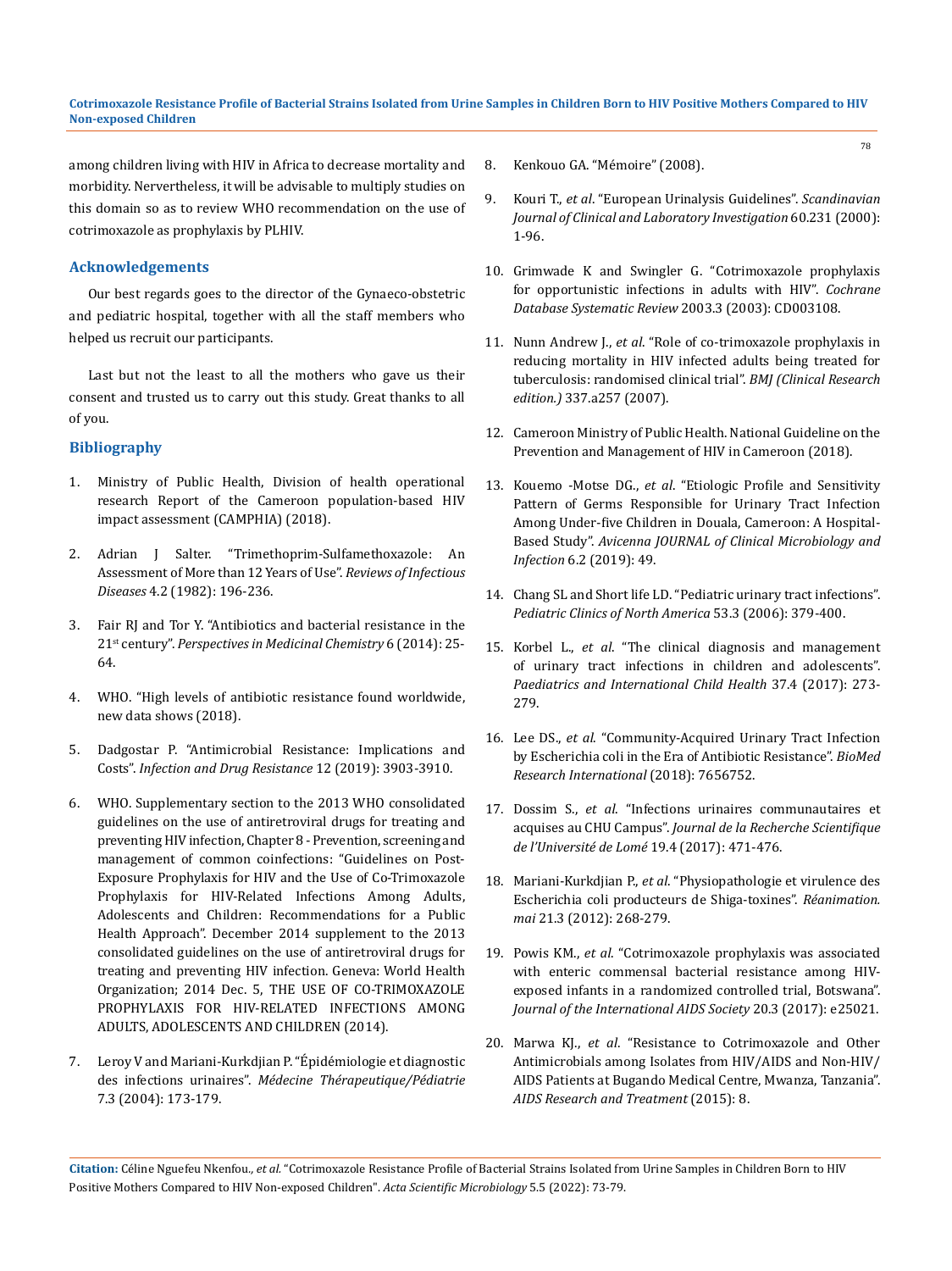among children living with HIV in Africa to decrease mortality and morbidity. Nervertheless, it will be advisable to multiply studies on this domain so as to review WHO recommendation on the use of cotrimoxazole as prophylaxis by PLHIV.

## Acknowledgements

Our best regards goes to the director of the Gynaeco-obstetric and pediatric hospital, together with all the staff members who helped us recruit our participants.

Last but not the least to all the mothers who gave us their consent and trusted us to carry out this study. Great thanks to all of you.

## Bibliography

1. Ministry of Public Health, Division of health operational research Report of the Cameroon population-based HIV impact assessment (CAMPHIA) (2018).
2. Adrian J Salter. "Trimethoprim-Sulfamethoxazole: An Assessment of More than 12 Years of Use". *Reviews of Infectious Diseases* 4.2 (1982): 196-236.
3. Fair RJ and Tor Y. "Antibiotics and bacterial resistance in the 21st century". *Perspectives in Medicinal Chemistry* 6 (2014): 25-64.
4. WHO. "High levels of antibiotic resistance found worldwide, new data shows (2018).
5. Dadgostar P. "Antimicrobial Resistance: Implications and Costs". *Infection and Drug Resistance* 12 (2019): 3903-3910.
6. WHO. Supplementary section to the 2013 WHO consolidated guidelines on the use of antiretroviral drugs for treating and preventing HIV infection, Chapter 8 - Prevention, screening and management of common coinfections: "Guidelines on Post-Exposure Prophylaxis for HIV and the Use of Co-Trimoxazole Prophylaxis for HIV-Related Infections Among Adults, Adolescents and Children: Recommendations for a Public Health Approach". December 2014 supplement to the 2013 consolidated guidelines on the use of antiretroviral drugs for treating and preventing HIV infection. Geneva: World Health Organization; 2014 Dec. 5, THE USE OF CO-TRIMOXAZOLE PROPHYLAXIS FOR HIV-RELATED INFECTIONS AMONG ADULTS, ADOLESCENTS AND CHILDREN (2014).
7. Leroy V and Mariani-Kurkdjian P. "Épidémiologie et diagnostic des infections urinaires". *Médecine Thérapeutique/Pédiatrie* 7.3 (2004): 173-179.
8. Kenkouo GA. "Mémoire" (2008).
9. Kouri T., *et al*. "European Urinalysis Guidelines". *Scandinavian Journal of Clinical and Laboratory Investigation* 60.231 (2000): 1-96.
10. Grimwade K and Swingler G. "Cotrimoxazole prophylaxis for opportunistic infections in adults with HIV". *Cochrane Database Systematic Review* 2003.3 (2003): CD003108.
11. Nunn Andrew J., *et al*. "Role of co-trimoxazole prophylaxis in reducing mortality in HIV infected adults being treated for tuberculosis: randomised clinical trial". *BMJ (Clinical Research edition.)* 337.a257 (2007).
12. Cameroon Ministry of Public Health. National Guideline on the Prevention and Management of HIV in Cameroon (2018).
13. Kouemo -Motse DG., *et al*. "Etiologic Profile and Sensitivity Pattern of Germs Responsible for Urinary Tract Infection Among Under-five Children in Douala, Cameroon: A Hospital-Based Study". *Avicenna JOURNAL of Clinical Microbiology and Infection* 6.2 (2019): 49.
14. Chang SL and Short life LD. "Pediatric urinary tract infections". *Pediatric Clinics of North America* 53.3 (2006): 379-400.
15. Korbel L., *et al*. "The clinical diagnosis and management of urinary tract infections in children and adolescents". *Paediatrics and International Child Health* 37.4 (2017): 273-279.
16. Lee DS., *et al*. "Community-Acquired Urinary Tract Infection by Escherichia coli in the Era of Antibiotic Resistance". *BioMed Research International* (2018): 7656752.
17. Dossim S., *et al*. "Infections urinaires communautaires et acquises au CHU Campus". *Journal de la Recherche Scientifique de l'Université de Lomé* 19.4 (2017): 471-476.
18. Mariani-Kurkdjian P., *et al*. "Physiopathologie et virulence des Escherichia coli producteurs de Shiga-toxines". *Réanimation. mai* 21.3 (2012): 268-279.
19. Powis KM., *et al*. "Cotrimoxazole prophylaxis was associated with enteric commensal bacterial resistance among HIV-exposed infants in a randomized controlled trial, Botswana". *Journal of the International AIDS Society* 20.3 (2017): e25021.
20. Marwa KJ., *et al*. "Resistance to Cotrimoxazole and Other Antimicrobials among Isolates from HIV/AIDS and Non-HIV/AIDS Patients at Bugando Medical Centre, Mwanza, Tanzania". *AIDS Research and Treatment* (2015): 8.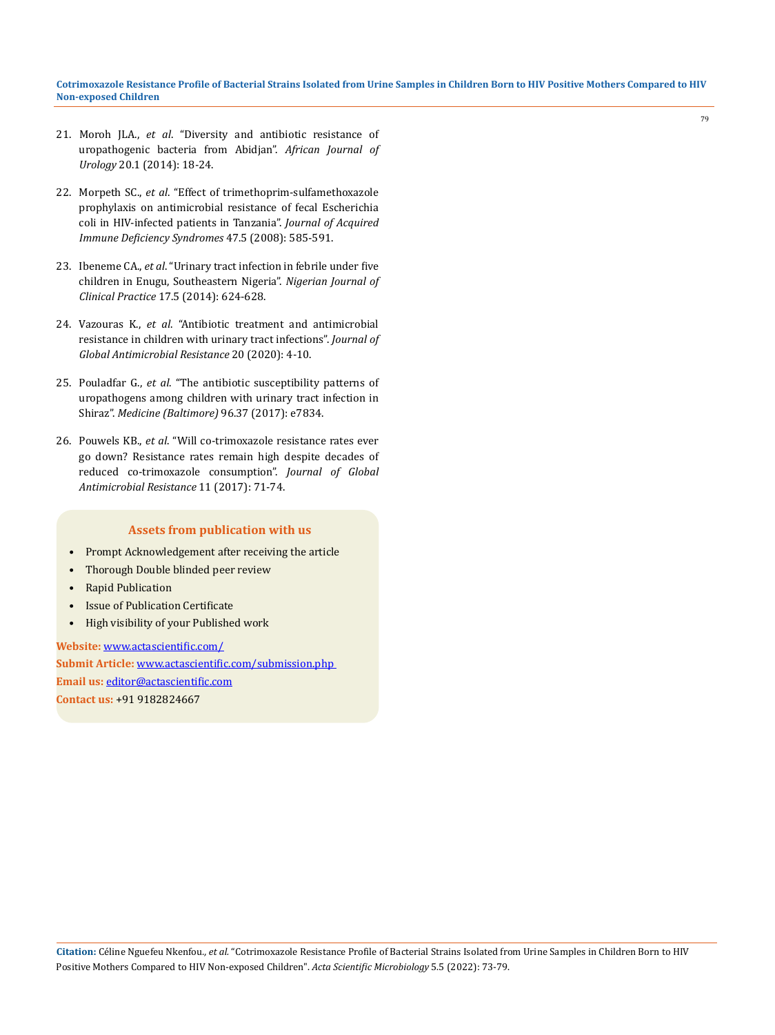21. Moroh JLA., *et al*. "Diversity and antibiotic resistance of uropathogenic bacteria from Abidjan". *African Journal of Urology* 20.1 (2014): 18-24.

22. Morpeth SC., *et al*. "Effect of trimethoprim-sulfamethoxazole prophylaxis on antimicrobial resistance of fecal Escherichia coli in HIV-infected patients in Tanzania". *Journal of Acquired Immune Deficiency Syndromes* 47.5 (2008): 585-591.

23. Ibeneme CA., *et al*. "Urinary tract infection in febrile under five children in Enugu, Southeastern Nigeria". *Nigerian Journal of Clinical Practice* 17.5 (2014): 624-628.

24. Vazouras K., *et al*. "Antibiotic treatment and antimicrobial resistance in children with urinary tract infections". *Journal of Global Antimicrobial Resistance* 20 (2020): 4-10.

25. Pouladfar G., *et al*. "The antibiotic susceptibility patterns of uropathogens among children with urinary tract infection in Shiraz". *Medicine (Baltimore)* 96.37 (2017): e7834.

26. Pouwels KB., *et al*. "Will co-trimoxazole resistance rates ever go down? Resistance rates remain high despite decades of reduced co-trimoxazole consumption". *Journal of Global Antimicrobial Resistance* 11 (2017): 71-74.

**Assets from publication with us**

- Prompt Acknowledgement after receiving the article
- Thorough Double blinded peer review
- Rapid Publication
- Issue of Publication Certificate
- High visibility of your Published work

**Website:** www.actascientific.com/
**Submit Article:** www.actascientific.com/submission.php
**Email us:** editor@actascientific.com
**Contact us:** +91 9182824667